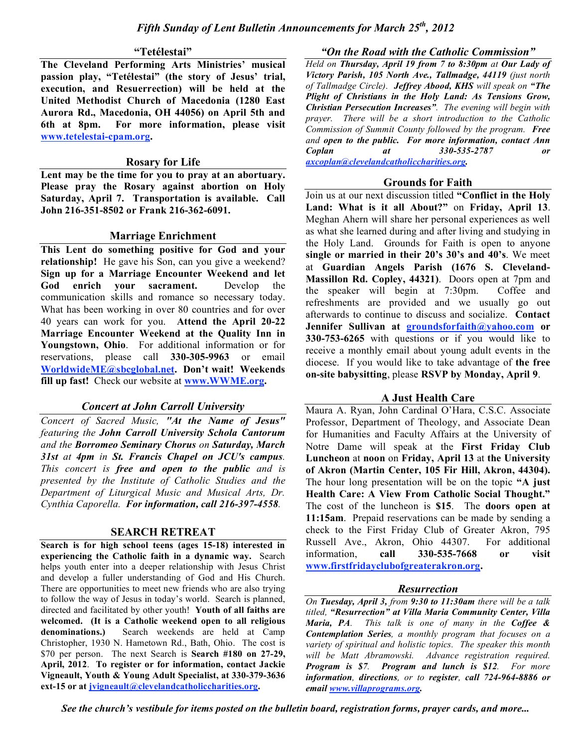# *Fifth Sunday of Lent Bulletin Announcements for March 25th, 2012*

## "Tetélestai"

**The Cleveland Performing Arts Ministries' musical passion play, "Tetélestai" (the story of Jesus' trial, execution, and Resurrection) will be held at the United Methodist Church of Macedonia (1280 East Aurora Rd., Macedonia, OH 44056) on April 5th and 6th at 8pm. For more information, please visit www.tetelestai-cpam.org.**

## Rosary for Life

**Lent may be the time for you to pray at an abortuary. Please pray the Rosary against abortion on Holy Saturday, April 7. Transportation is available. Call John 216-351-8502 or Frank 216-362-6091.**

## Marriage Enrichment

**This Lent do something positive for God and your relationship!** He gave his Son, can you give a weekend? **Sign up for a Marriage Encounter Weekend and let God enrich your sacrament.** Develop the communication skills and romance so necessary today. What has been working in over 80 countries and for over 40 years can work for you. **Attend the April 20-22 Marriage Encounter Weekend at the Quality Inn in Youngstown, Ohio**. For additional information or for reservations, please call **330-305-9963** or email **WorldwideME@sbcglobal.net**. **Don't wait! Weekends fill up fast!** Check our website at **www.WWME.org.**

## *Concert at John Carroll University*

*Concert of Sacred Music, "At the Name of Jesus" featuring the **John Carroll University Schola Cantorum** and the **Borromeo Seminary Chorus** on **Saturday, March 31st** at **4pm** in **St. Francis Chapel on JCU's campus**. This concert is **free and open to the public** and is presented by the Institute of Catholic Studies and the Department of Liturgical Music and Musical Arts, Dr. Cynthia Caporella. **For information, call 216-397-4558**.*

## SEARCH RETREAT

**Search is for high school teens (ages 15-18) interested in experiencing the Catholic faith in a dynamic way.** Search helps youth enter into a deeper relationship with Jesus Christ and develop a fuller understanding of God and His Church. There are opportunities to meet new friends who are also trying to follow the way of Jesus in today's world. Search is planned, directed and facilitated by other youth! **Youth of all faiths are welcomed. (It is a Catholic weekend open to all religious denominations.)** Search weekends are held at Camp Christopher, 1930 N. Hametown Rd., Bath, Ohio. The cost is $70 per person. The next Search is **Search #180 on 27-29, April, 2012**. **To register or for information, contact Jackie Vigneault, Youth & Young Adult Specialist, at 330-379-3636 ext-15 or at jvigneault@clevelandcatholiccharities.org.**

## *"On the Road with the Catholic Commission"*

*Held on **Thursday, April 19 from 7 to 8:30pm** at **Our Lady of Victory Parish, 105 North Ave., Tallmadge, 44119** (just north of Tallmadge Circle). **Jeffrey Abood, KHS** will speak on **"The Plight of Christians in the Holy Land: As Tensions Grow, Christian Persecution Increases"**. The evening will begin with prayer. There will be a short introduction to the Catholic Commission of Summit County followed by the program. **Free** and **open to the public. For more information, contact Ann Coplan at 330-535-2787 or axcoplan@clevelandcatholiccharities.org.***

## Grounds for Faith

Join us at our next discussion titled **"Conflict in the Holy Land: What is it all About?"** on **Friday, April 13**. Meghan Ahern will share her personal experiences as well as what she learned during and after living and studying in the Holy Land. Grounds for Faith is open to anyone **single or married in their 20's 30's and 40's**. We meet at **Guardian Angels Parish (1676 S. Cleveland-Massillon Rd. Copley, 44321)**. Doors open at 7pm and the speaker will begin at 7:30pm. Coffee and refreshments are provided and we usually go out afterwards to continue to discuss and socialize. **Contact Jennifer Sullivan at groundsforfaith@yahoo.com or 330-753-6265** with questions or if you would like to receive a monthly email about young adult events in the diocese. If you would like to take advantage of **the free on-site babysitting**, please **RSVP by Monday, April 9**.

## A Just Health Care

Maura A. Ryan, John Cardinal O'Hara, C.S.C. Associate Professor, Department of Theology, and Associate Dean for Humanities and Faculty Affairs at the University of Notre Dame will speak at the **First Friday Club Luncheon** at **noon** on **Friday, April 13** at **the University of Akron (Martin Center, 105 Fir Hill, Akron, 44304).** The hour long presentation will be on the topic **"A just Health Care: A View From Catholic Social Thought."** The cost of the luncheon is **$15**. The **doors open at 11:15am**. Prepaid reservations can be made by sending a check to the First Friday Club of Greater Akron, 795 Russell Ave., Akron, Ohio 44307. For additional information, **call 330-535-7668 or visit www.firstfridayclubofgreaterakron.org.**

## *Resurrection*

*On **Tuesday, April 3**, from **9:30 to 11:30am** there will be a talk titled, **"Resurrection" at Villa Maria Community Center, Villa Maria, PA**. This talk is one of many in the **Coffee & Contemplation Series**, a monthly program that focuses on a variety of spiritual and holistic topics. The speaker this month will be Matt Abramowski. Advance registration required. **Program is $7. Program and lunch is $12. For more information, directions, or to register, call 724-964-8886 or email www.villaprograms.org.***

***See the church's vestibule for items posted on the bulletin board, registration forms, prayer cards, and more...***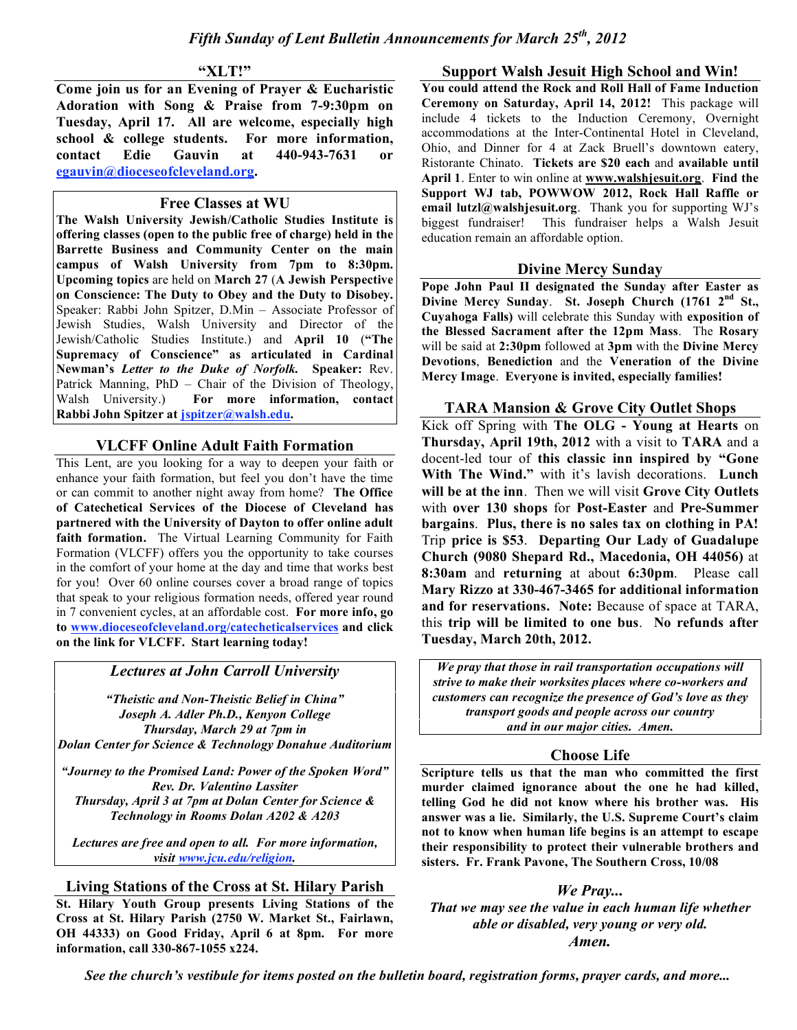# *Fifth Sunday of Lent Bulletin Announcements for March 25th, 2012*

## "XLT!"

**Come join us for an Evening of Prayer & Eucharistic Adoration with Song & Praise from 7-9:30pm on Tuesday, April 17. All are welcome, especially high school & college students. For more information, contact Edie Gauvin at 440-943-7631 or egauvin@dioceseofcleveland.org.**

## Free Classes at WU

**The Walsh University Jewish/Catholic Studies Institute is offering classes (open to the public free of charge) held in the Barrette Business and Community Center on the main campus of Walsh University from 7pm to 8:30pm. Upcoming topics** are held on **March 27** (**A Jewish Perspective on Conscience: The Duty to Obey and the Duty to Disobey.** Speaker: Rabbi John Spitzer, D.Min – Associate Professor of Jewish Studies, Walsh University and Director of the Jewish/Catholic Studies Institute.) and **April 10** (**"The Supremacy of Conscience" as articulated in Cardinal Newman's *Letter to the Duke of Norfolk*. Speaker:** Rev. Patrick Manning, PhD – Chair of the Division of Theology, Walsh University.) **For more information, contact Rabbi John Spitzer at jspitzer@walsh.edu.**

## VLCFF Online Adult Faith Formation

This Lent, are you looking for a way to deepen your faith or enhance your faith formation, but feel you don't have the time or can commit to another night away from home? **The Office of Catechetical Services of the Diocese of Cleveland has partnered with the University of Dayton to offer online adult faith formation.** The Virtual Learning Community for Faith Formation (VLCFF) offers you the opportunity to take courses in the comfort of your home at the day and time that works best for you! Over 60 online courses cover a broad range of topics that speak to your religious formation needs, offered year round in 7 convenient cycles, at an affordable cost. **For more info, go to www.dioceseofcleveland.org/catecheticalservices and click on the link for VLCFF. Start learning today!**

## *Lectures at John Carroll University*

*"Theistic and Non-Theistic Belief in China"*
*Joseph A. Adler Ph.D., Kenyon College*
*Thursday, March 29 at 7pm in*
*Dolan Center for Science & Technology Donahue Auditorium*

*"Journey to the Promised Land: Power of the Spoken Word"*
*Rev. Dr. Valentino Lassiter*
*Thursday, April 3 at 7pm at Dolan Center for Science & Technology in Rooms Dolan A202 & A203*

*Lectures are free and open to all. For more information, visit www.jcu.edu/religion.*

## Living Stations of the Cross at St. Hilary Parish

**St. Hilary Youth Group presents Living Stations of the Cross at St. Hilary Parish (2750 W. Market St., Fairlawn, OH 44333) on Good Friday, April 6 at 8pm. For more information, call 330-867-1055 x224.**

## Support Walsh Jesuit High School and Win!

**You could attend the Rock and Roll Hall of Fame Induction Ceremony on Saturday, April 14, 2012!** This package will include 4 tickets to the Induction Ceremony, Overnight accommodations at the Inter-Continental Hotel in Cleveland, Ohio, and Dinner for 4 at Zack Bruell's downtown eatery, Ristorante Chinato. **Tickets are $20 each** and **available until April 1**. Enter to win online at **www.walshjesuit.org**. **Find the Support WJ tab, POWWOW 2012, Rock Hall Raffle or email lutzl@walshjesuit.org**. Thank you for supporting WJ's biggest fundraiser! This fundraiser helps a Walsh Jesuit education remain an affordable option.

## Divine Mercy Sunday

**Pope John Paul II designated the Sunday after Easter as Divine Mercy Sunday**. **St. Joseph Church (1761 2nd St., Cuyahoga Falls)** will celebrate this Sunday with **exposition of the Blessed Sacrament after the 12pm Mass**. The **Rosary** will be said at **2:30pm** followed at **3pm** with the **Divine Mercy Devotions**, **Benediction** and the **Veneration of the Divine Mercy Image**. **Everyone is invited, especially families!**

## TARA Mansion & Grove City Outlet Shops

Kick off Spring with **The OLG - Young at Hearts** on **Thursday, April 19th, 2012** with a visit to **TARA** and a docent-led tour of **this classic inn inspired by "Gone With The Wind."** with it's lavish decorations. **Lunch will be at the inn**. Then we will visit **Grove City Outlets** with **over 130 shops** for **Post-Easter** and **Pre-Summer bargains**. **Plus, there is no sales tax on clothing in PA!** Trip **price is $53**. **Departing Our Lady of Guadalupe Church (9080 Shepard Rd., Macedonia, OH 44056)** at **8:30am** and **returning** at about **6:30pm**. Please call **Mary Rizzo at 330-467-3465 for additional information and for reservations. Note:** Because of space at TARA, this **trip will be limited to one bus**. **No refunds after Tuesday, March 20th, 2012.**

*We pray that those in rail transportation occupations will strive to make their worksites places where co-workers and customers can recognize the presence of God's love as they transport goods and people across our country and in our major cities. Amen.*

## Choose Life

**Scripture tells us that the man who committed the first murder claimed ignorance about the one he had killed, telling God he did not know where his brother was. His answer was a lie. Similarly, the U.S. Supreme Court's claim not to know when human life begins is an attempt to escape their responsibility to protect their vulnerable brothers and sisters. Fr. Frank Pavone, The Southern Cross, 10/08**

*We Pray...*
*That we may see the value in each human life whether able or disabled, very young or very old.*
*Amen.*

*See the church's vestibule for items posted on the bulletin board, registration forms, prayer cards, and more...*